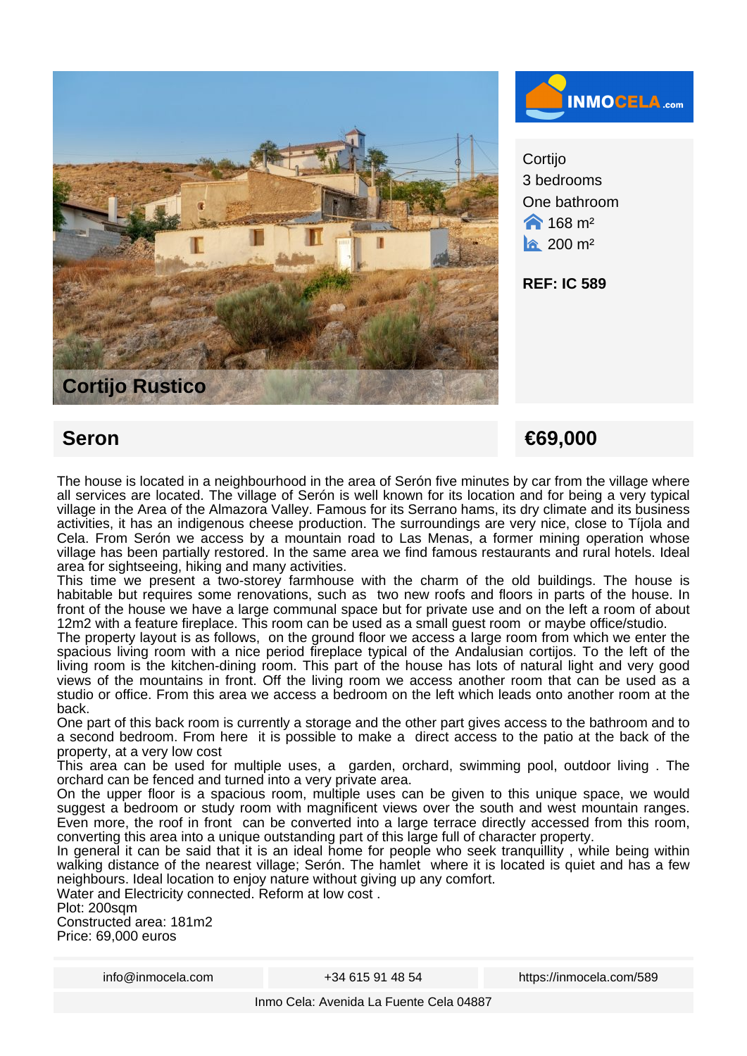## Cortijo Rustico

Cortijo
3 bedrooms
One bathroom
168 m²
200 m²

**REF: IC 589**

## Seron

## €69,000

The house is located in a neighbourhood in the area of Serón five minutes by car from the village where all services are located. The village of Serón is well known for its location and for being a very typical village in the Area of the Almazora Valley. Famous for its Serrano hams, its dry climate and its business activities, it has an indigenous cheese production. The surroundings are very nice, close to Tíjola and Cela. From Serón we access by a mountain road to Las Menas, a former mining operation whose village has been partially restored. In the same area we find famous restaurants and rural hotels. Ideal area for sightseeing, hiking and many activities.
This time we present a two-storey farmhouse with the charm of the old buildings. The house is habitable but requires some renovations, such as two new roofs and floors in parts of the house. In front of the house we have a large communal space but for private use and on the left a room of about 12m2 with a feature fireplace. This room can be used as a small guest room or maybe office/studio.
The property layout is as follows, on the ground floor we access a large room from which we enter the spacious living room with a nice period fireplace typical of the Andalusian cortijos. To the left of the living room is the kitchen-dining room. This part of the house has lots of natural light and very good views of the mountains in front. Off the living room we access another room that can be used as a studio or office. From this area we access a bedroom on the left which leads onto another room at the back.
One part of this back room is currently a storage and the other part gives access to the bathroom and to a second bedroom. From here it is possible to make a direct access to the patio at the back of the property, at a very low cost
This area can be used for multiple uses, a garden, orchard, swimming pool, outdoor living . The orchard can be fenced and turned into a very private area.
On the upper floor is a spacious room, multiple uses can be given to this unique space, we would suggest a bedroom or study room with magnificent views over the south and west mountain ranges. Even more, the roof in front can be converted into a large terrace directly accessed from this room, converting this area into a unique outstanding part of this large full of character property.
In general it can be said that it is an ideal home for people who seek tranquillity , while being within walking distance of the nearest village; Serón. The hamlet where it is located is quiet and has a few neighbours. Ideal location to enjoy nature without giving up any comfort.
Water and Electricity connected. Reform at low cost .
Plot: 200sqm
Constructed area: 181m2
Price: 69,000 euros

info@inmocela.com | +34 615 91 48 54 | https://inmocela.com/589

Inmo Cela: Avenida La Fuente Cela 04887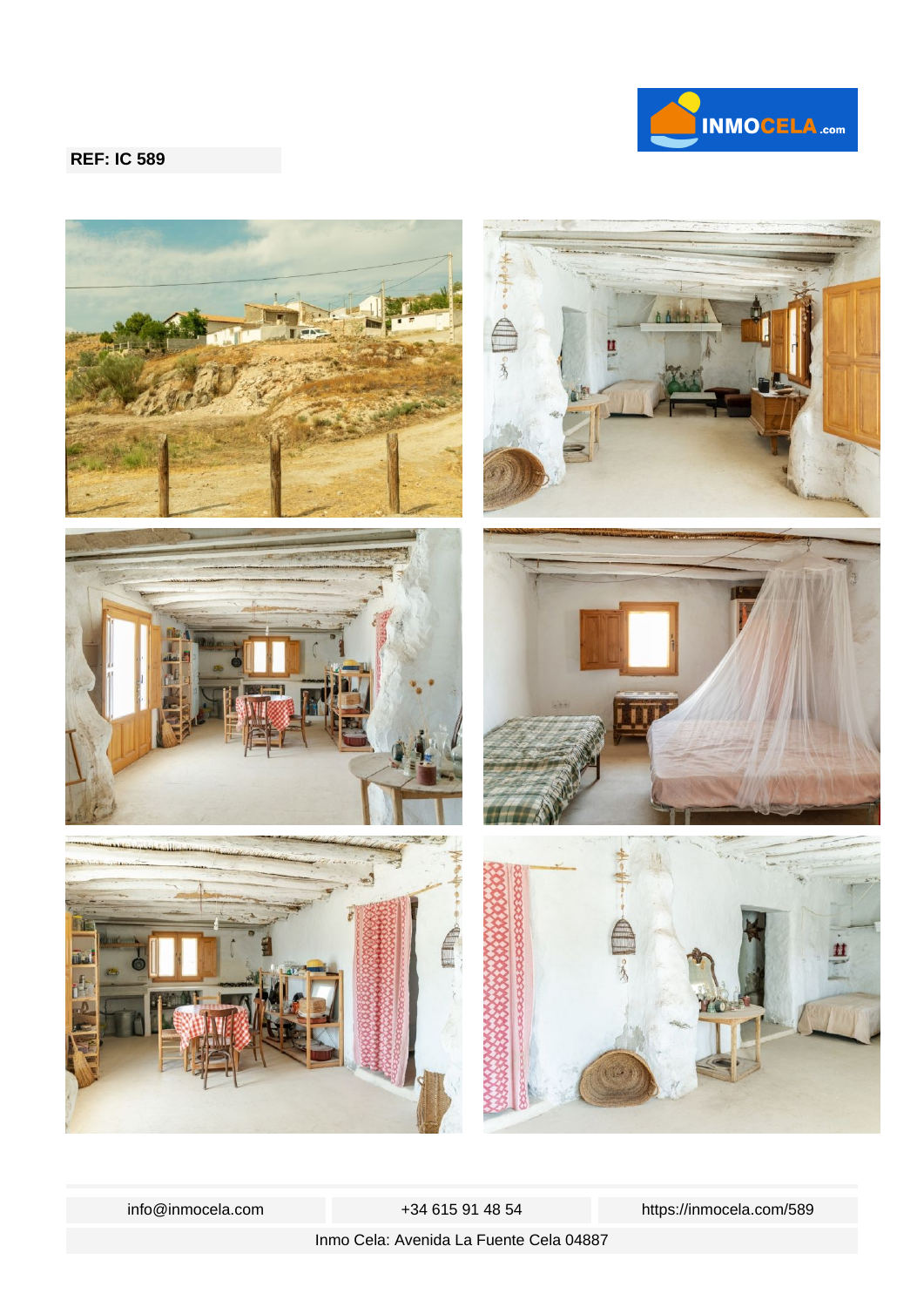**REF: IC 589**

| | | |
|---|---|---|
| info@inmocela.com | +34 615 91 48 54 | https://inmocela.com/589 |

Inmo Cela: Avenida La Fuente Cela 04887